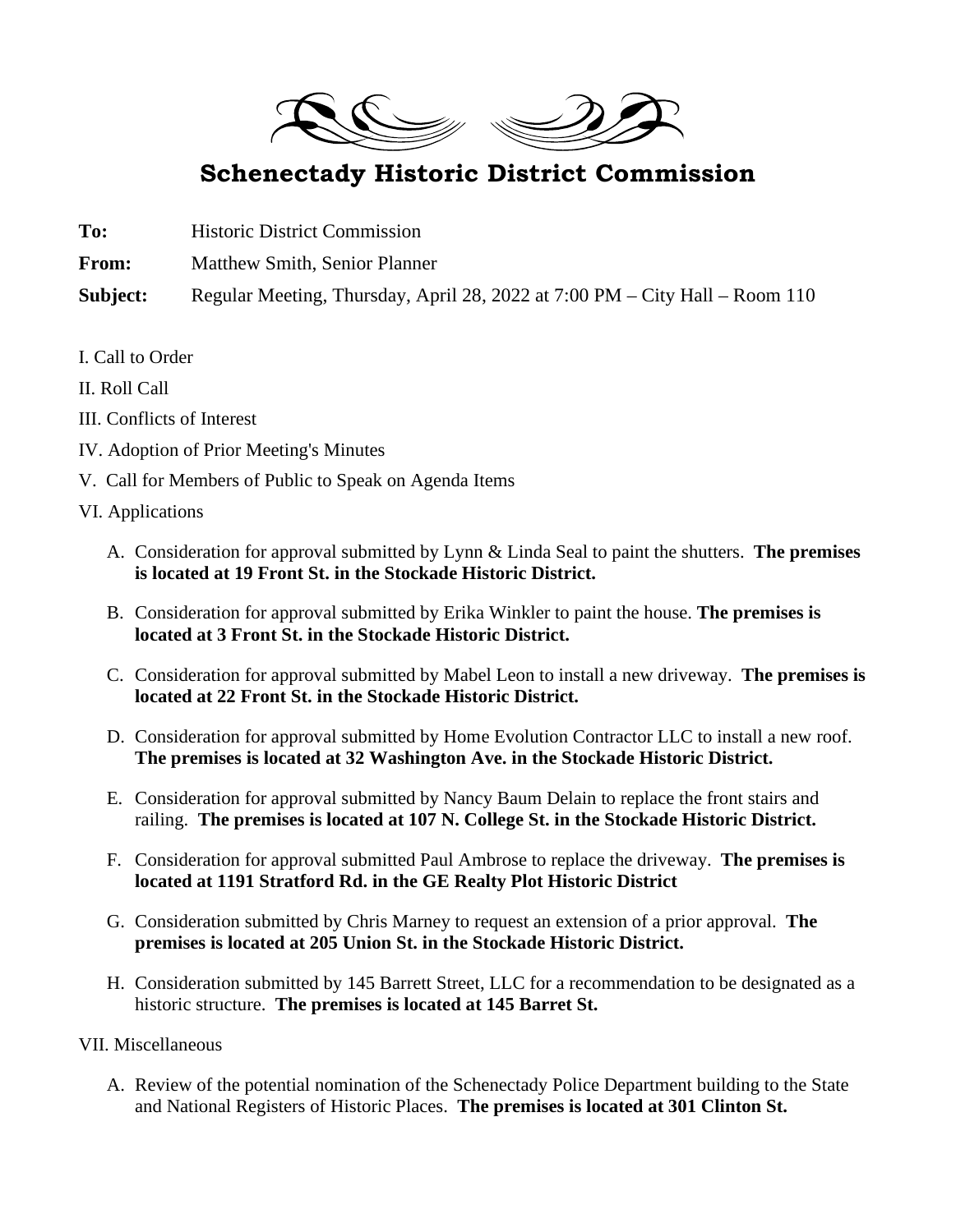# Schenectady Historic District Commission

**To:** Historic District Commission

**From:** Matthew Smith, Senior Planner

**Subject:** Regular Meeting, Thursday, April 28, 2022 at 7:00 PM – City Hall – Room 110

I. Call to Order

II. Roll Call

III. Conflicts of Interest

IV. Adoption of Prior Meeting's Minutes

V. Call for Members of Public to Speak on Agenda Items

VI. Applications

A. Consideration for approval submitted by Lynn & Linda Seal to paint the shutters. **The premises is located at 19 Front St. in the Stockade Historic District.**

B. Consideration for approval submitted by Erika Winkler to paint the house. **The premises is located at 3 Front St. in the Stockade Historic District.**

C. Consideration for approval submitted by Mabel Leon to install a new driveway. **The premises is located at 22 Front St. in the Stockade Historic District.**

D. Consideration for approval submitted by Home Evolution Contractor LLC to install a new roof. **The premises is located at 32 Washington Ave. in the Stockade Historic District.**

E. Consideration for approval submitted by Nancy Baum Delain to replace the front stairs and railing. **The premises is located at 107 N. College St. in the Stockade Historic District.**

F. Consideration for approval submitted Paul Ambrose to replace the driveway. **The premises is located at 1191 Stratford Rd. in the GE Realty Plot Historic District**

G. Consideration submitted by Chris Marney to request an extension of a prior approval. **The premises is located at 205 Union St. in the Stockade Historic District.**

H. Consideration submitted by 145 Barrett Street, LLC for a recommendation to be designated as a historic structure. **The premises is located at 145 Barret St.**

VII. Miscellaneous

A. Review of the potential nomination of the Schenectady Police Department building to the State and National Registers of Historic Places. **The premises is located at 301 Clinton St.**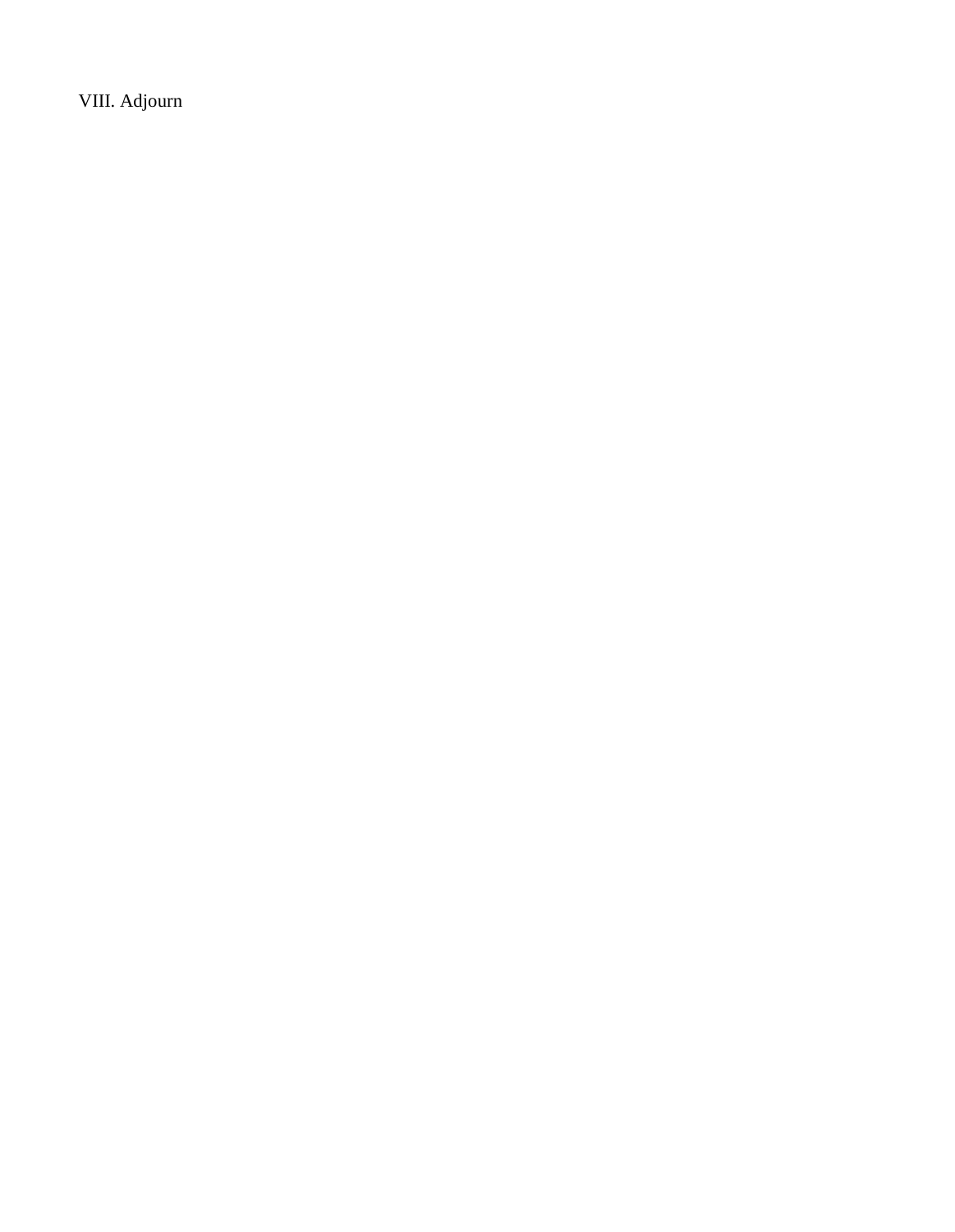VIII. Adjourn